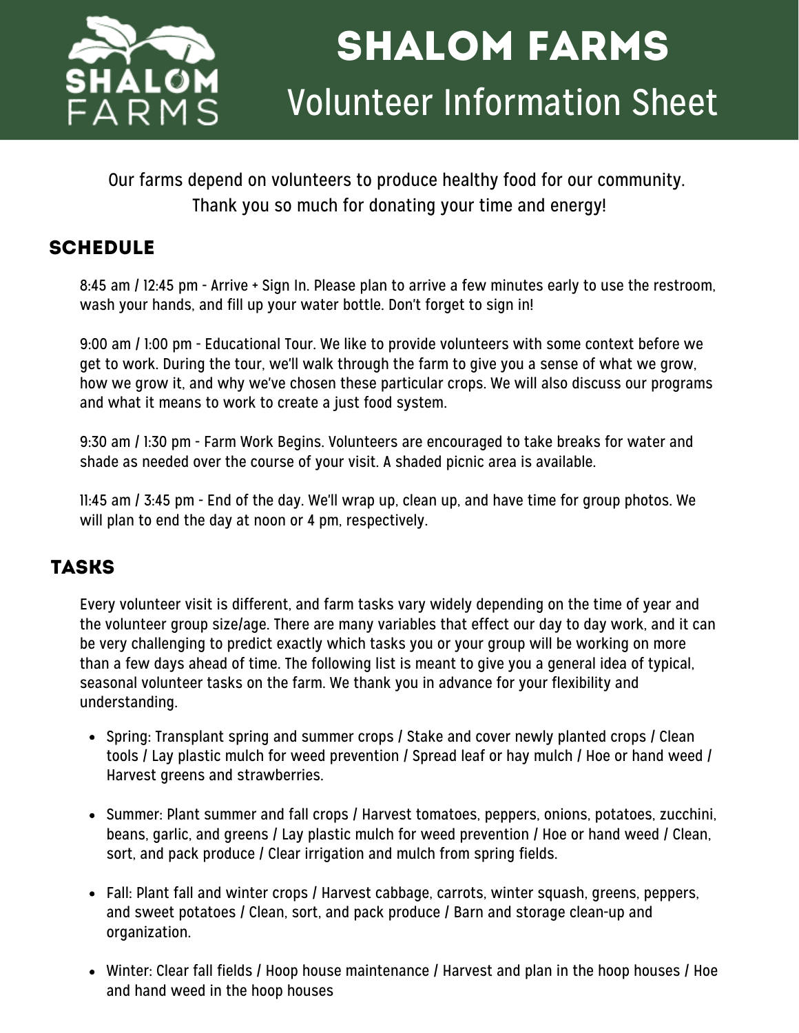# SHALOM FARMS

## Volunteer Information Sheet

Our farms depend on volunteers to produce healthy food for our community. Thank you so much for donating your time and energy!

## SCHEDULE

8:45 am / 12:45 pm - Arrive + Sign In. Please plan to arrive a few minutes early to use the restroom, wash your hands, and fill up your water bottle. Don't forget to sign in!

9:00 am / 1:00 pm - Educational Tour. We like to provide volunteers with some context before we get to work. During the tour, we'll walk through the farm to give you a sense of what we grow, how we grow it, and why we've chosen these particular crops. We will also discuss our programs and what it means to work to create a just food system.

9:30 am / 1:30 pm - Farm Work Begins. Volunteers are encouraged to take breaks for water and shade as needed over the course of your visit. A shaded picnic area is available.

11:45 am / 3:45 pm - End of the day. We'll wrap up, clean up, and have time for group photos. We will plan to end the day at noon or 4 pm, respectively.

## TASKS

Every volunteer visit is different, and farm tasks vary widely depending on the time of year and the volunteer group size/age. There are many variables that effect our day to day work, and it can be very challenging to predict exactly which tasks you or your group will be working on more than a few days ahead of time. The following list is meant to give you a general idea of typical, seasonal volunteer tasks on the farm. We thank you in advance for your flexibility and understanding.

- Spring: Transplant spring and summer crops / Stake and cover newly planted crops / Clean tools / Lay plastic mulch for weed prevention / Spread leaf or hay mulch / Hoe or hand weed / Harvest greens and strawberries.
- Summer: Plant summer and fall crops / Harvest tomatoes, peppers, onions, potatoes, zucchini, beans, garlic, and greens / Lay plastic mulch for weed prevention / Hoe or hand weed / Clean, sort, and pack produce / Clear irrigation and mulch from spring fields.
- Fall: Plant fall and winter crops / Harvest cabbage, carrots, winter squash, greens, peppers, and sweet potatoes / Clean, sort, and pack produce / Barn and storage clean-up and organization.
- Winter: Clear fall fields / Hoop house maintenance / Harvest and plan in the hoop houses / Hoe and hand weed in the hoop houses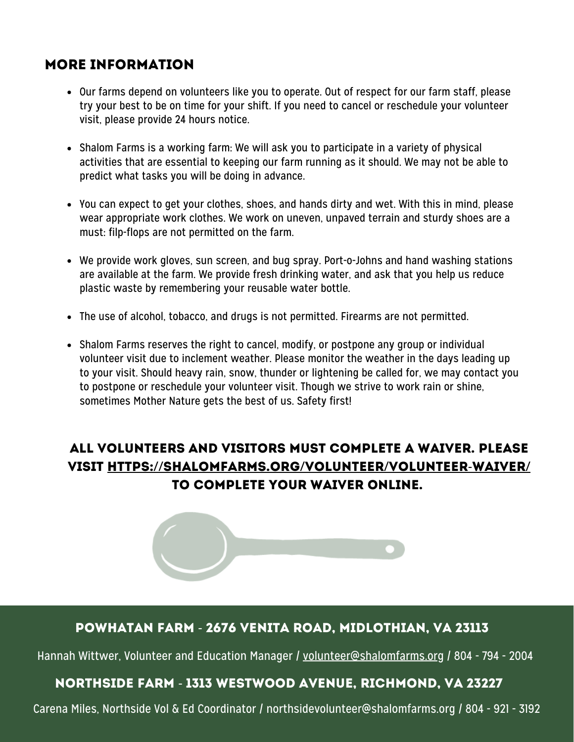## MORE INFORMATION

- Our farms depend on volunteers like you to operate. Out of respect for our farm staff, please try your best to be on time for your shift. If you need to cancel or reschedule your volunteer visit, please provide 24 hours notice.
- Shalom Farms is a working farm: We will ask you to participate in a variety of physical activities that are essential to keeping our farm running as it should. We may not be able to predict what tasks you will be doing in advance.
- You can expect to get your clothes, shoes, and hands dirty and wet. With this in mind, please wear appropriate work clothes. We work on uneven, unpaved terrain and sturdy shoes are a must: filp-flops are not permitted on the farm.
- We provide work gloves, sun screen, and bug spray. Port-o-Johns and hand washing stations are available at the farm. We provide fresh drinking water, and ask that you help us reduce plastic waste by remembering your reusable water bottle.
- The use of alcohol, tobacco, and drugs is not permitted. Firearms are not permitted.
- Shalom Farms reserves the right to cancel, modify, or postpone any group or individual volunteer visit due to inclement weather. Please monitor the weather in the days leading up to your visit. Should heavy rain, snow, thunder or lightening be called for, we may contact you to postpone or reschedule your volunteer visit. Though we strive to work rain or shine, sometimes Mother Nature gets the best of us. Safety first!

### ALL VOLUNTEERS AND VISITORS MUST COMPLETE A WAIVER. PLEASE VISIT HTTPS://SHALOMFARMS.ORG/VOLUNTEER/VOLUNTEER-WAIVER/ TO COMPLETE YOUR WAIVER ONLINE.

### POWHATAN FARM - 2676 VENITA ROAD, MIDLOTHIAN, VA 23113

Hannah Wittwer, Volunteer and Education Manager / volunteer@shalomfarms.org / 804 - 794 - 2004

### NORTHSIDE FARM - 1313 WESTWOOD AVENUE, RICHMOND, VA 23227

Carena Miles, Northside Vol & Ed Coordinator / northsidevolunteer@shalomfarms.org / 804 - 921 - 3192